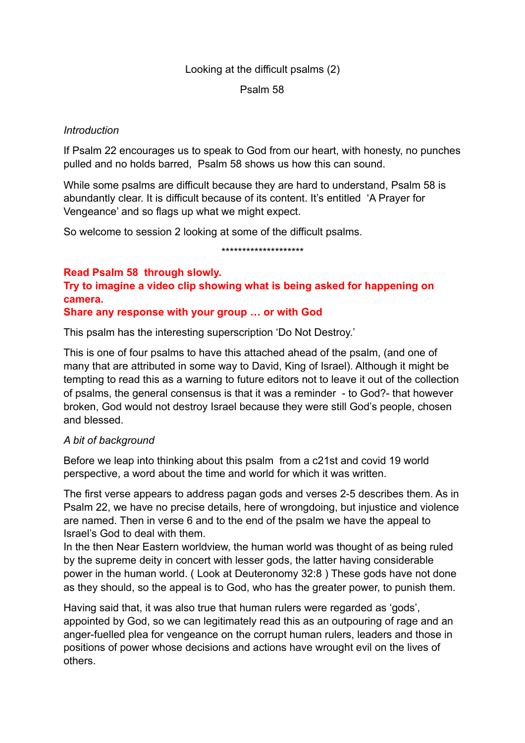Looking at the difficult psalms (2)

Psalm 58

*Introduction*

If Psalm 22 encourages us to speak to God from our heart, with honesty, no punches pulled and no holds barred, Psalm 58 shows us how this can sound.

While some psalms are difficult because they are hard to understand, Psalm 58 is abundantly clear. It is difficult because of its content. It's entitled 'A Prayer for Vengeance' and so flags up what we might expect.

So welcome to session 2 looking at some of the difficult psalms.

********************

**Read Psalm 58 through slowly.**
**Try to imagine a video clip showing what is being asked for happening on camera.**
**Share any response with your group … or with God**

This psalm has the interesting superscription 'Do Not Destroy.'

This is one of four psalms to have this attached ahead of the psalm, (and one of many that are attributed in some way to David, King of Israel). Although it might be tempting to read this as a warning to future editors not to leave it out of the collection of psalms, the general consensus is that it was a reminder - to God?- that however broken, God would not destroy Israel because they were still God's people, chosen and blessed.

*A bit of background*

Before we leap into thinking about this psalm from a c21st and covid 19 world perspective, a word about the time and world for which it was written.

The first verse appears to address pagan gods and verses 2-5 describes them. As in Psalm 22, we have no precise details, here of wrongdoing, but injustice and violence are named. Then in verse 6 and to the end of the psalm we have the appeal to Israel's God to deal with them.
In the then Near Eastern worldview, the human world was thought of as being ruled by the supreme deity in concert with lesser gods, the latter having considerable power in the human world. ( Look at Deuteronomy 32:8 ) These gods have not done as they should, so the appeal is to God, who has the greater power, to punish them.

Having said that, it was also true that human rulers were regarded as 'gods', appointed by God, so we can legitimately read this as an outpouring of rage and an anger-fuelled plea for vengeance on the corrupt human rulers, leaders and those in positions of power whose decisions and actions have wrought evil on the lives of others.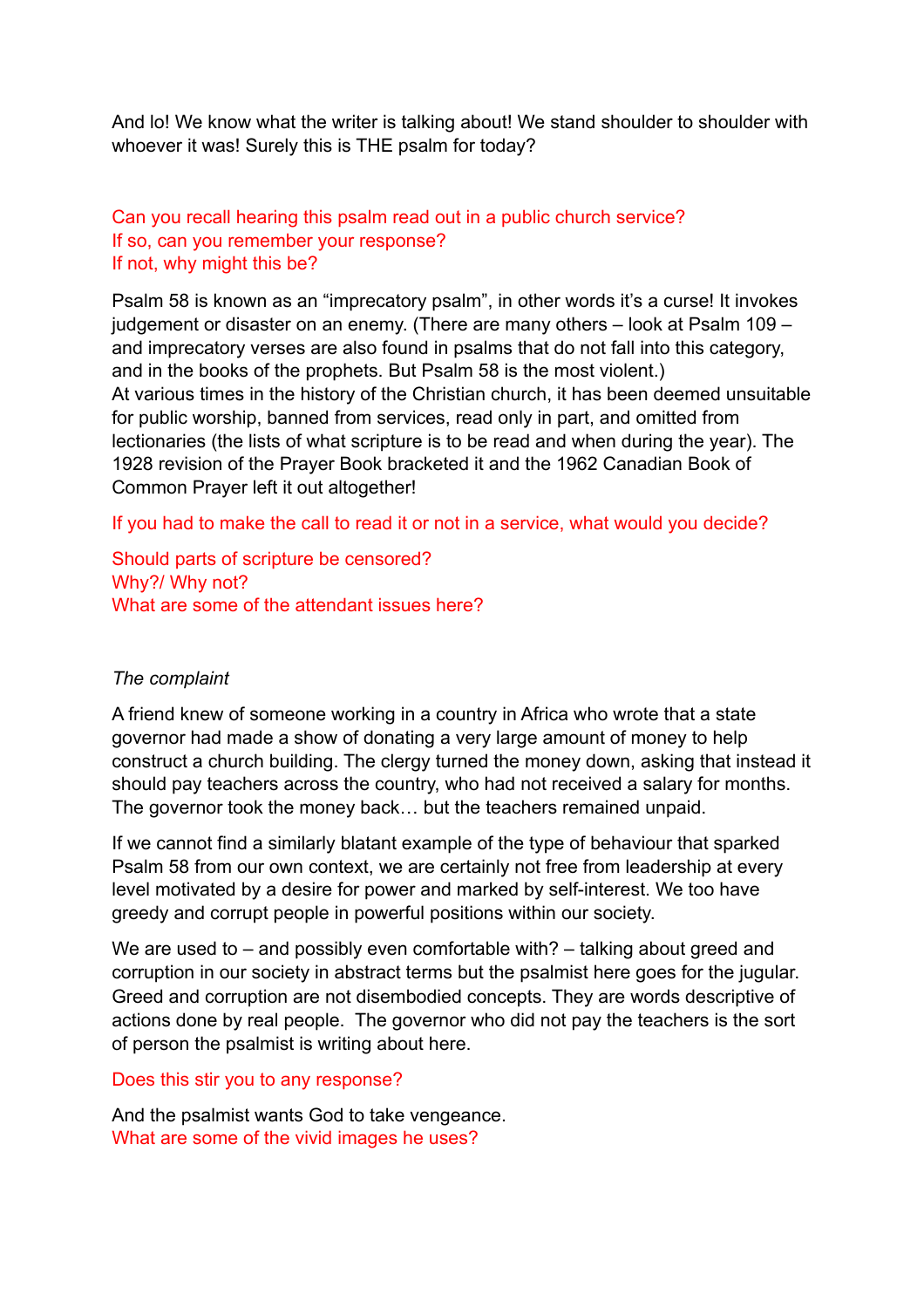And lo! We know what the writer is talking about! We stand shoulder to shoulder with whoever it was! Surely this is THE psalm for today?

Can you recall hearing this psalm read out in a public church service?
If so, can you remember your response?
If not, why might this be?

Psalm 58 is known as an "imprecatory psalm", in other words it's a curse! It invokes judgement or disaster on an enemy. (There are many others – look at Psalm 109 – and imprecatory verses are also found in psalms that do not fall into this category, and in the books of the prophets. But Psalm 58 is the most violent.)
At various times in the history of the Christian church, it has been deemed unsuitable for public worship, banned from services, read only in part, and omitted from lectionaries (the lists of what scripture is to be read and when during the year). The 1928 revision of the Prayer Book bracketed it and the 1962 Canadian Book of Common Prayer left it out altogether!

If you had to make the call to read it or not in a service, what would you decide?

Should parts of scripture be censored?
Why?/ Why not?
What are some of the attendant issues here?

*The complaint*

A friend knew of someone working in a country in Africa who wrote that a state governor had made a show of donating a very large amount of money to help construct a church building. The clergy turned the money down, asking that instead it should pay teachers across the country, who had not received a salary for months. The governor took the money back… but the teachers remained unpaid.

If we cannot find a similarly blatant example of the type of behaviour that sparked Psalm 58 from our own context, we are certainly not free from leadership at every level motivated by a desire for power and marked by self-interest. We too have greedy and corrupt people in powerful positions within our society.

We are used to – and possibly even comfortable with? – talking about greed and corruption in our society in abstract terms but the psalmist here goes for the jugular. Greed and corruption are not disembodied concepts. They are words descriptive of actions done by real people. The governor who did not pay the teachers is the sort of person the psalmist is writing about here.

Does this stir you to any response?

And the psalmist wants God to take vengeance.
What are some of the vivid images he uses?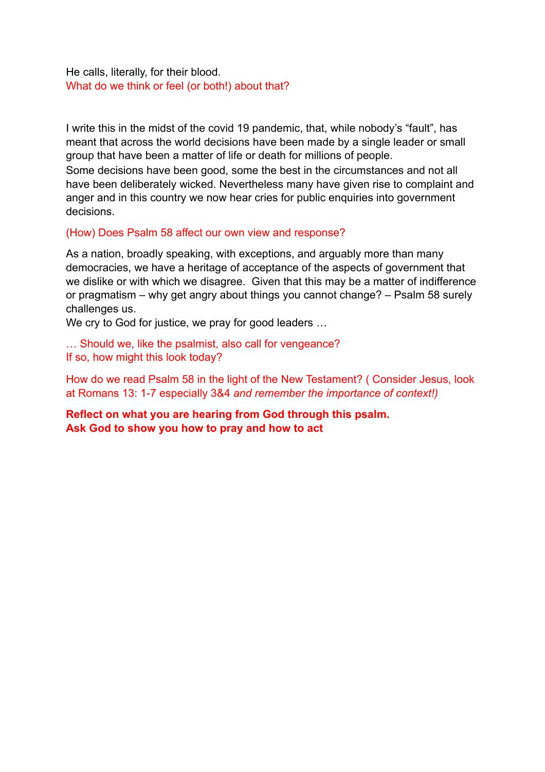He calls, literally, for their blood.
What do we think or feel (or both!) about that?

I write this in the midst of the covid 19 pandemic, that, while nobody's "fault", has meant that across the world decisions have been made by a single leader or small group that have been a matter of life or death for millions of people.
Some decisions have been good, some the best in the circumstances and not all have been deliberately wicked. Nevertheless many have given rise to complaint and anger and in this country we now hear cries for public enquiries into government decisions.

(How) Does Psalm 58 affect our own view and response?

As a nation, broadly speaking, with exceptions, and arguably more than many democracies, we have a heritage of acceptance of the aspects of government that we dislike or with which we disagree. Given that this may be a matter of indifference or pragmatism – why get angry about things you cannot change? – Psalm 58 surely challenges us.
We cry to God for justice, we pray for good leaders …

… Should we, like the psalmist, also call for vengeance?
If so, how might this look today?

How do we read Psalm 58 in the light of the New Testament? ( Consider Jesus, look at Romans 13: 1-7 especially 3&4 *and remember the importance of context!)*

**Reflect on what you are hearing from God through this psalm.**
**Ask God to show you how to pray and how to act**